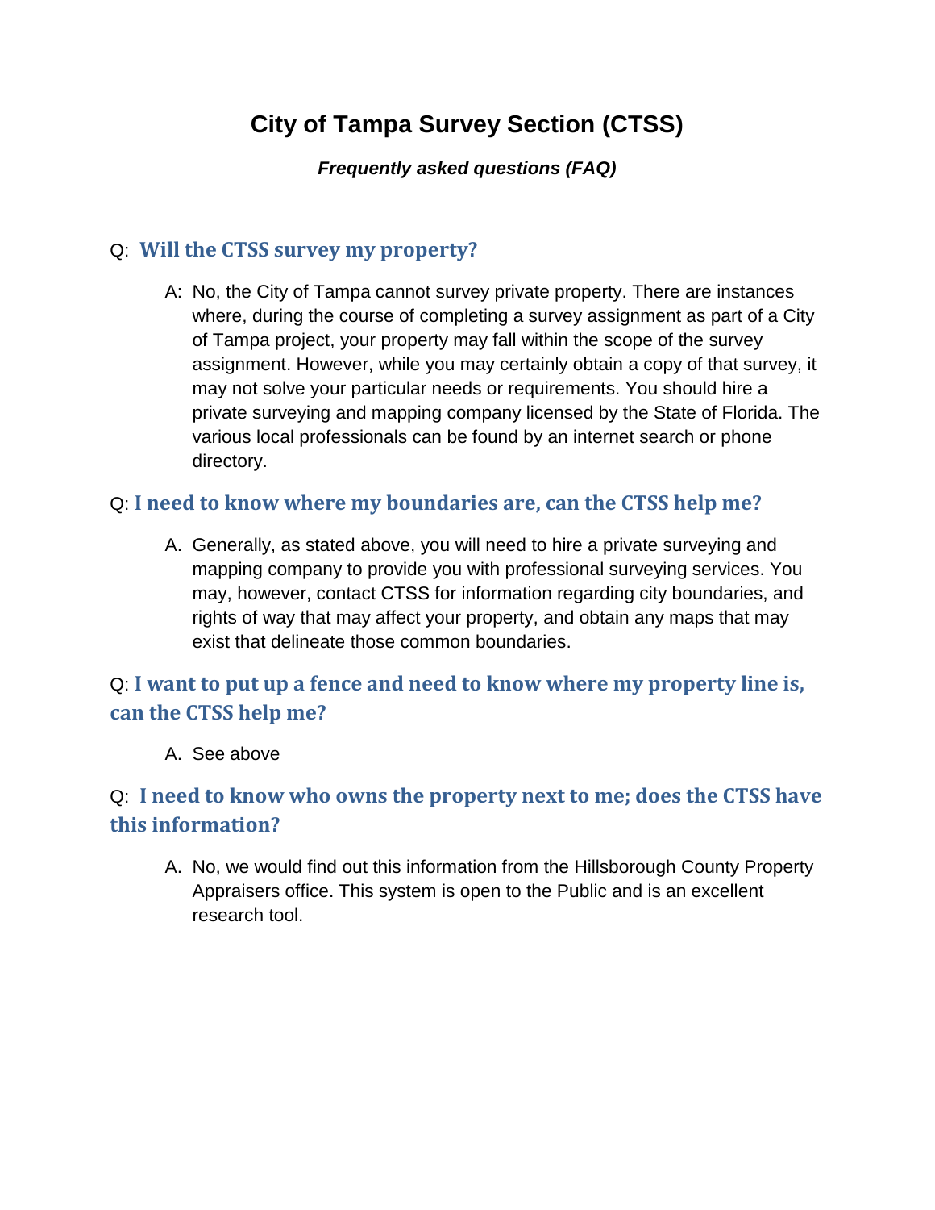# City of Tampa Survey Section (CTSS)

***Frequently asked questions (FAQ)***

### Q: Will the CTSS survey my property?

A: No, the City of Tampa cannot survey private property. There are instances where, during the course of completing a survey assignment as part of a City of Tampa project, your property may fall within the scope of the survey assignment. However, while you may certainly obtain a copy of that survey, it may not solve your particular needs or requirements. You should hire a private surveying and mapping company licensed by the State of Florida. The various local professionals can be found by an internet search or phone directory.

### Q: I need to know where my boundaries are, can the CTSS help me?

A. Generally, as stated above, you will need to hire a private surveying and mapping company to provide you with professional surveying services. You may, however, contact CTSS for information regarding city boundaries, and rights of way that may affect your property, and obtain any maps that may exist that delineate those common boundaries.

### Q: I want to put up a fence and need to know where my property line is, can the CTSS help me?

A. See above

### Q: I need to know who owns the property next to me; does the CTSS have this information?

A. No, we would find out this information from the Hillsborough County Property Appraisers office. This system is open to the Public and is an excellent research tool.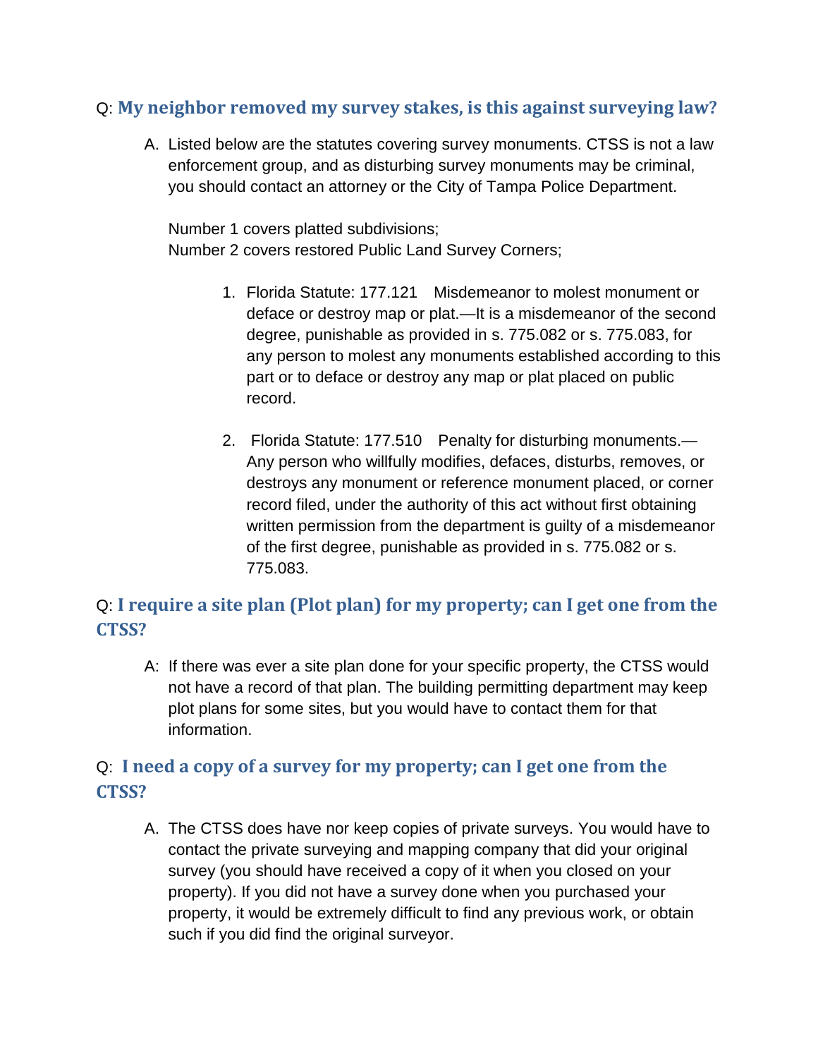Q: **My neighbor removed my survey stakes, is this against surveying law?**

A. Listed below are the statutes covering survey monuments. CTSS is not a law enforcement group, and as disturbing survey monuments may be criminal, you should contact an attorney or the City of Tampa Police Department.

Number 1 covers platted subdivisions;
Number 2 covers restored Public Land Survey Corners;

1. Florida Statute: 177.121 Misdemeanor to molest monument or deface or destroy map or plat.—It is a misdemeanor of the second degree, punishable as provided in s. 775.082 or s. 775.083, for any person to molest any monuments established according to this part or to deface or destroy any map or plat placed on public record.

2. Florida Statute: 177.510 Penalty for disturbing monuments.—Any person who willfully modifies, defaces, disturbs, removes, or destroys any monument or reference monument placed, or corner record filed, under the authority of this act without first obtaining written permission from the department is guilty of a misdemeanor of the first degree, punishable as provided in s. 775.082 or s. 775.083.

Q: **I require a site plan (Plot plan) for my property; can I get one from the CTSS?**

A: If there was ever a site plan done for your specific property, the CTSS would not have a record of that plan. The building permitting department may keep plot plans for some sites, but you would have to contact them for that information.

Q: **I need a copy of a survey for my property; can I get one from the CTSS?**

A. The CTSS does have nor keep copies of private surveys. You would have to contact the private surveying and mapping company that did your original survey (you should have received a copy of it when you closed on your property). If you did not have a survey done when you purchased your property, it would be extremely difficult to find any previous work, or obtain such if you did find the original surveyor.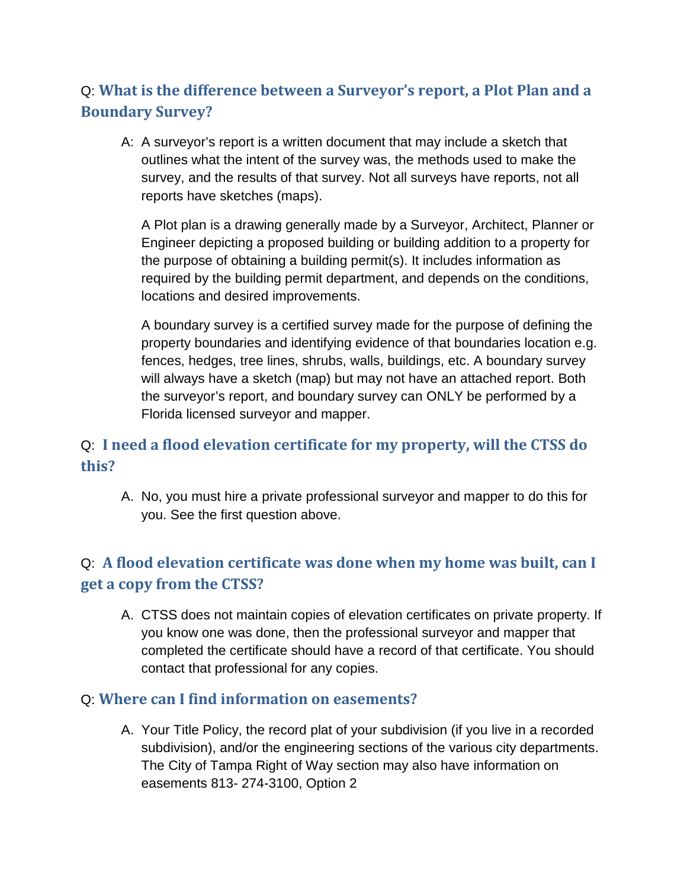Q: **What is the difference between a Surveyor's report, a Plot Plan and a Boundary Survey?**

A: A surveyor's report is a written document that may include a sketch that outlines what the intent of the survey was, the methods used to make the survey, and the results of that survey. Not all surveys have reports, not all reports have sketches (maps).

A Plot plan is a drawing generally made by a Surveyor, Architect, Planner or Engineer depicting a proposed building or building addition to a property for the purpose of obtaining a building permit(s). It includes information as required by the building permit department, and depends on the conditions, locations and desired improvements.

A boundary survey is a certified survey made for the purpose of defining the property boundaries and identifying evidence of that boundaries location e.g. fences, hedges, tree lines, shrubs, walls, buildings, etc. A boundary survey will always have a sketch (map) but may not have an attached report. Both the surveyor's report, and boundary survey can ONLY be performed by a Florida licensed surveyor and mapper.

Q: **I need a flood elevation certificate for my property, will the CTSS do this?**

A. No, you must hire a private professional surveyor and mapper to do this for you. See the first question above.

Q: **A flood elevation certificate was done when my home was built, can I get a copy from the CTSS?**

A. CTSS does not maintain copies of elevation certificates on private property. If you know one was done, then the professional surveyor and mapper that completed the certificate should have a record of that certificate. You should contact that professional for any copies.

Q: **Where can I find information on easements?**

A. Your Title Policy, the record plat of your subdivision (if you live in a recorded subdivision), and/or the engineering sections of the various city departments. The City of Tampa Right of Way section may also have information on easements 813- 274-3100, Option 2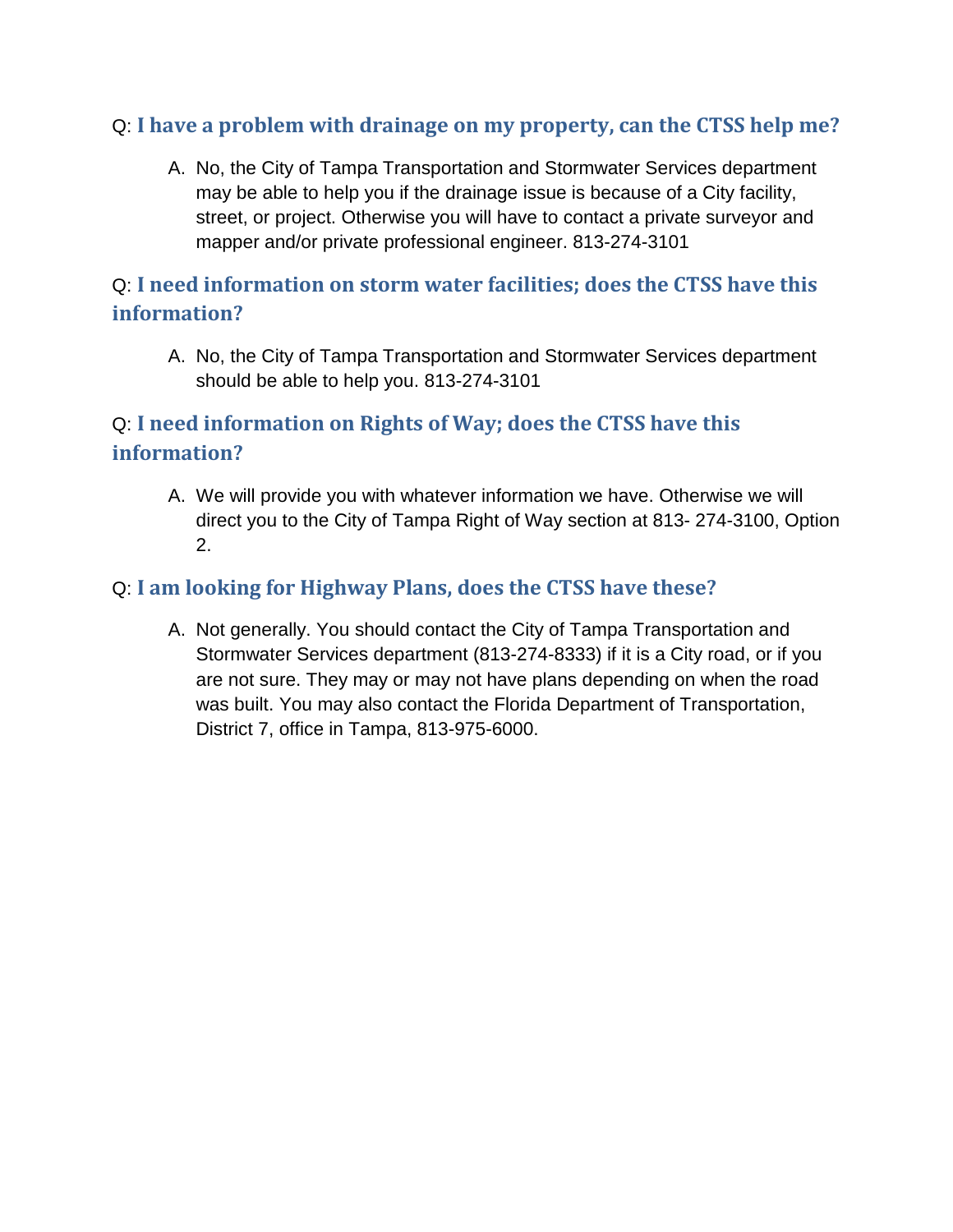Q: **I have a problem with drainage on my property, can the CTSS help me?**

A. No, the City of Tampa Transportation and Stormwater Services department may be able to help you if the drainage issue is because of a City facility, street, or project. Otherwise you will have to contact a private surveyor and mapper and/or private professional engineer. 813-274-3101

Q: **I need information on storm water facilities; does the CTSS have this information?**

A. No, the City of Tampa Transportation and Stormwater Services department should be able to help you. 813-274-3101

Q: **I need information on Rights of Way; does the CTSS have this information?**

A. We will provide you with whatever information we have. Otherwise we will direct you to the City of Tampa Right of Way section at 813- 274-3100, Option 2.

Q: **I am looking for Highway Plans, does the CTSS have these?**

A. Not generally. You should contact the City of Tampa Transportation and Stormwater Services department (813-274-8333) if it is a City road, or if you are not sure. They may or may not have plans depending on when the road was built. You may also contact the Florida Department of Transportation, District 7, office in Tampa, 813-975-6000.